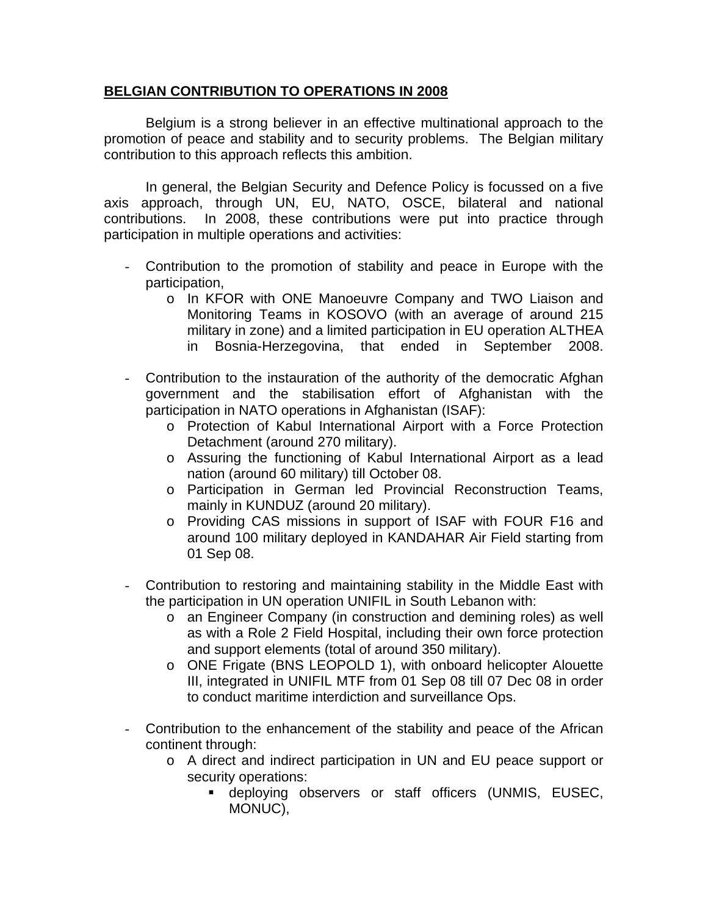# BELGIAN CONTRIBUTION TO OPERATIONS IN 2008

Belgium is a strong believer in an effective multinational approach to the promotion of peace and stability and to security problems. The Belgian military contribution to this approach reflects this ambition.

In general, the Belgian Security and Defence Policy is focussed on a five axis approach, through UN, EU, NATO, OSCE, bilateral and national contributions. In 2008, these contributions were put into practice through participation in multiple operations and activities:

- Contribution to the promotion of stability and peace in Europe with the participation,
  - In KFOR with ONE Manoeuvre Company and TWO Liaison and Monitoring Teams in KOSOVO (with an average of around 215 military in zone) and a limited participation in EU operation ALTHEA in Bosnia-Herzegovina, that ended in September 2008.

- Contribution to the instauration of the authority of the democratic Afghan government and the stabilisation effort of Afghanistan with the participation in NATO operations in Afghanistan (ISAF):
  - Protection of Kabul International Airport with a Force Protection Detachment (around 270 military).
  - Assuring the functioning of Kabul International Airport as a lead nation (around 60 military) till October 08.
  - Participation in German led Provincial Reconstruction Teams, mainly in KUNDUZ (around 20 military).
  - Providing CAS missions in support of ISAF with FOUR F16 and around 100 military deployed in KANDAHAR Air Field starting from 01 Sep 08.

- Contribution to restoring and maintaining stability in the Middle East with the participation in UN operation UNIFIL in South Lebanon with:
  - an Engineer Company (in construction and demining roles) as well as with a Role 2 Field Hospital, including their own force protection and support elements (total of around 350 military).
  - ONE Frigate (BNS LEOPOLD 1), with onboard helicopter Alouette III, integrated in UNIFIL MTF from 01 Sep 08 till 07 Dec 08 in order to conduct maritime interdiction and surveillance Ops.

- Contribution to the enhancement of the stability and peace of the African continent through:
  - A direct and indirect participation in UN and EU peace support or security operations:
    - deploying observers or staff officers (UNMIS, EUSEC, MONUC),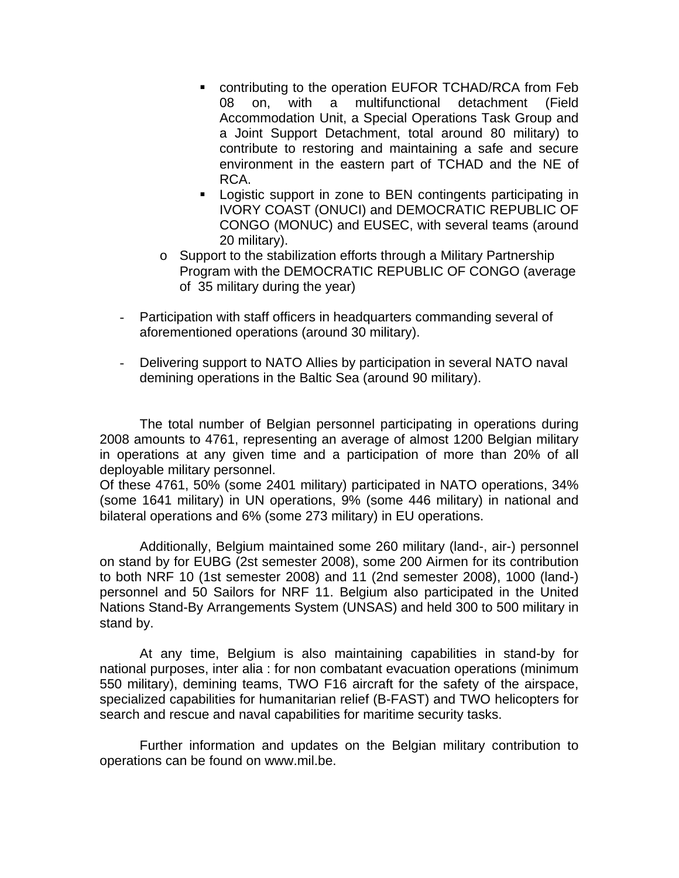- contributing to the operation EUFOR TCHAD/RCA from Feb 08 on, with a multifunctional detachment (Field Accommodation Unit, a Special Operations Task Group and a Joint Support Detachment, total around 80 military) to contribute to restoring and maintaining a safe and secure environment in the eastern part of TCHAD and the NE of RCA.
    - Logistic support in zone to BEN contingents participating in IVORY COAST (ONUCI) and DEMOCRATIC REPUBLIC OF CONGO (MONUC) and EUSEC, with several teams (around 20 military).
  - Support to the stabilization efforts through a Military Partnership Program with the DEMOCRATIC REPUBLIC OF CONGO (average of 35 military during the year)

- Participation with staff officers in headquarters commanding several of aforementioned operations (around 30 military).

- Delivering support to NATO Allies by participation in several NATO naval demining operations in the Baltic Sea (around 90 military).

The total number of Belgian personnel participating in operations during 2008 amounts to 4761, representing an average of almost 1200 Belgian military in operations at any given time and a participation of more than 20% of all deployable military personnel.
Of these 4761, 50% (some 2401 military) participated in NATO operations, 34% (some 1641 military) in UN operations, 9% (some 446 military) in national and bilateral operations and 6% (some 273 military) in EU operations.

Additionally, Belgium maintained some 260 military (land-, air-) personnel on stand by for EUBG (2st semester 2008), some 200 Airmen for its contribution to both NRF 10 (1st semester 2008) and 11 (2nd semester 2008), 1000 (land-) personnel and 50 Sailors for NRF 11. Belgium also participated in the United Nations Stand-By Arrangements System (UNSAS) and held 300 to 500 military in stand by.

At any time, Belgium is also maintaining capabilities in stand-by for national purposes, inter alia : for non combatant evacuation operations (minimum 550 military), demining teams, TWO F16 aircraft for the safety of the airspace, specialized capabilities for humanitarian relief (B-FAST) and TWO helicopters for search and rescue and naval capabilities for maritime security tasks.

Further information and updates on the Belgian military contribution to operations can be found on www.mil.be.